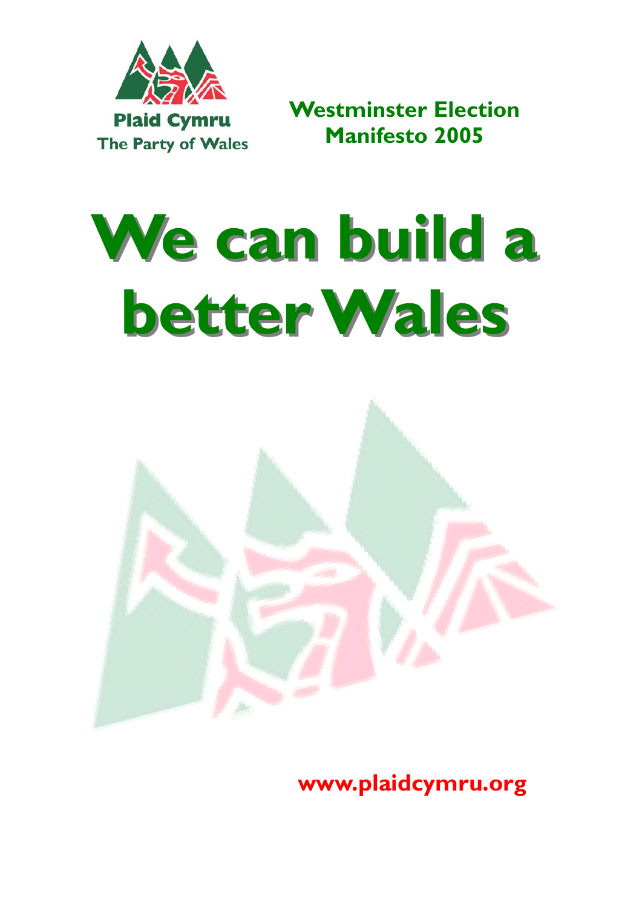Plaid Cymru
The Party of Wales

**Westminster Election Manifesto 2005**

# We can build a better Wales

**www.plaidcymru.org**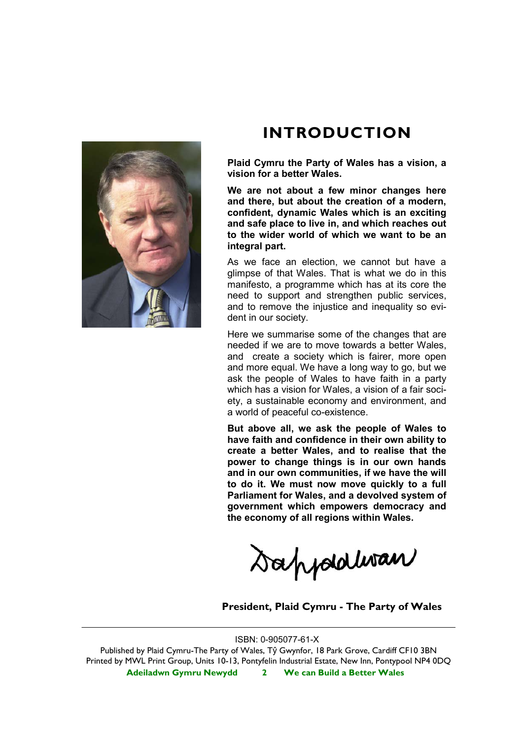# INTRODUCTION

**Plaid Cymru the Party of Wales has a vision, a vision for a better Wales.**

**We are not about a few minor changes here and there, but about the creation of a modern, confident, dynamic Wales which is an exciting and safe place to live in, and which reaches out to the wider world of which we want to be an integral part.**

As we face an election, we cannot but have a glimpse of that Wales. That is what we do in this manifesto, a programme which has at its core the need to support and strengthen public services, and to remove the injustice and inequality so evident in our society.

Here we summarise some of the changes that are needed if we are to move towards a better Wales, and create a society which is fairer, more open and more equal. We have a long way to go, but we ask the people of Wales to have faith in a party which has a vision for Wales, a vision of a fair society, a sustainable economy and environment, and a world of peaceful co-existence.

**But above all, we ask the people of Wales to have faith and confidence in their own ability to create a better Wales, and to realise that the power to change things is in our own hands and in our own communities, if we have the will to do it. We must now move quickly to a full Parliament for Wales, and a devolved system of government which empowers democracy and the economy of all regions within Wales.**

Dafydd Iwan

**President, Plaid Cymru - The Party of Wales**

---

ISBN: 0-905077-61-X

Published by Plaid Cymru-The Party of Wales, Tŷ Gwynfor, 18 Park Grove, Cardiff CF10 3BN

Printed by MWL Print Group, Units 10-13, Pontyfelin Industrial Estate, New Inn, Pontypool NP4 0DQ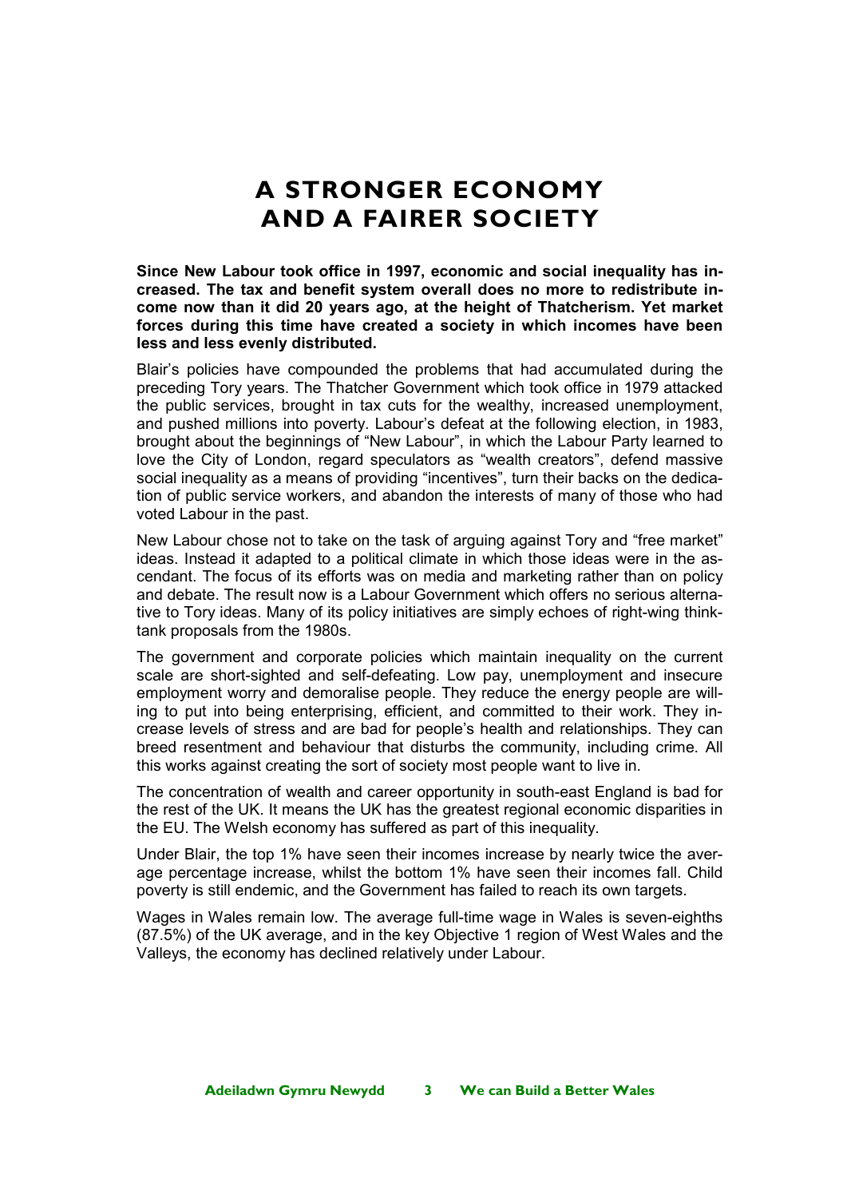# A STRONGER ECONOMY AND A FAIRER SOCIETY

**Since New Labour took office in 1997, economic and social inequality has increased. The tax and benefit system overall does no more to redistribute income now than it did 20 years ago, at the height of Thatcherism. Yet market forces during this time have created a society in which incomes have been less and less evenly distributed.**

Blair's policies have compounded the problems that had accumulated during the preceding Tory years. The Thatcher Government which took office in 1979 attacked the public services, brought in tax cuts for the wealthy, increased unemployment, and pushed millions into poverty. Labour's defeat at the following election, in 1983, brought about the beginnings of "New Labour", in which the Labour Party learned to love the City of London, regard speculators as "wealth creators", defend massive social inequality as a means of providing "incentives", turn their backs on the dedication of public service workers, and abandon the interests of many of those who had voted Labour in the past.

New Labour chose not to take on the task of arguing against Tory and "free market" ideas. Instead it adapted to a political climate in which those ideas were in the ascendant. The focus of its efforts was on media and marketing rather than on policy and debate. The result now is a Labour Government which offers no serious alternative to Tory ideas. Many of its policy initiatives are simply echoes of right-wing think-tank proposals from the 1980s.

The government and corporate policies which maintain inequality on the current scale are short-sighted and self-defeating. Low pay, unemployment and insecure employment worry and demoralise people. They reduce the energy people are willing to put into being enterprising, efficient, and committed to their work. They increase levels of stress and are bad for people's health and relationships. They can breed resentment and behaviour that disturbs the community, including crime. All this works against creating the sort of society most people want to live in.

The concentration of wealth and career opportunity in south-east England is bad for the rest of the UK. It means the UK has the greatest regional economic disparities in the EU. The Welsh economy has suffered as part of this inequality.

Under Blair, the top 1% have seen their incomes increase by nearly twice the average percentage increase, whilst the bottom 1% have seen their incomes fall. Child poverty is still endemic, and the Government has failed to reach its own targets.

Wages in Wales remain low. The average full-time wage in Wales is seven-eighths (87.5%) of the UK average, and in the key Objective 1 region of West Wales and the Valleys, the economy has declined relatively under Labour.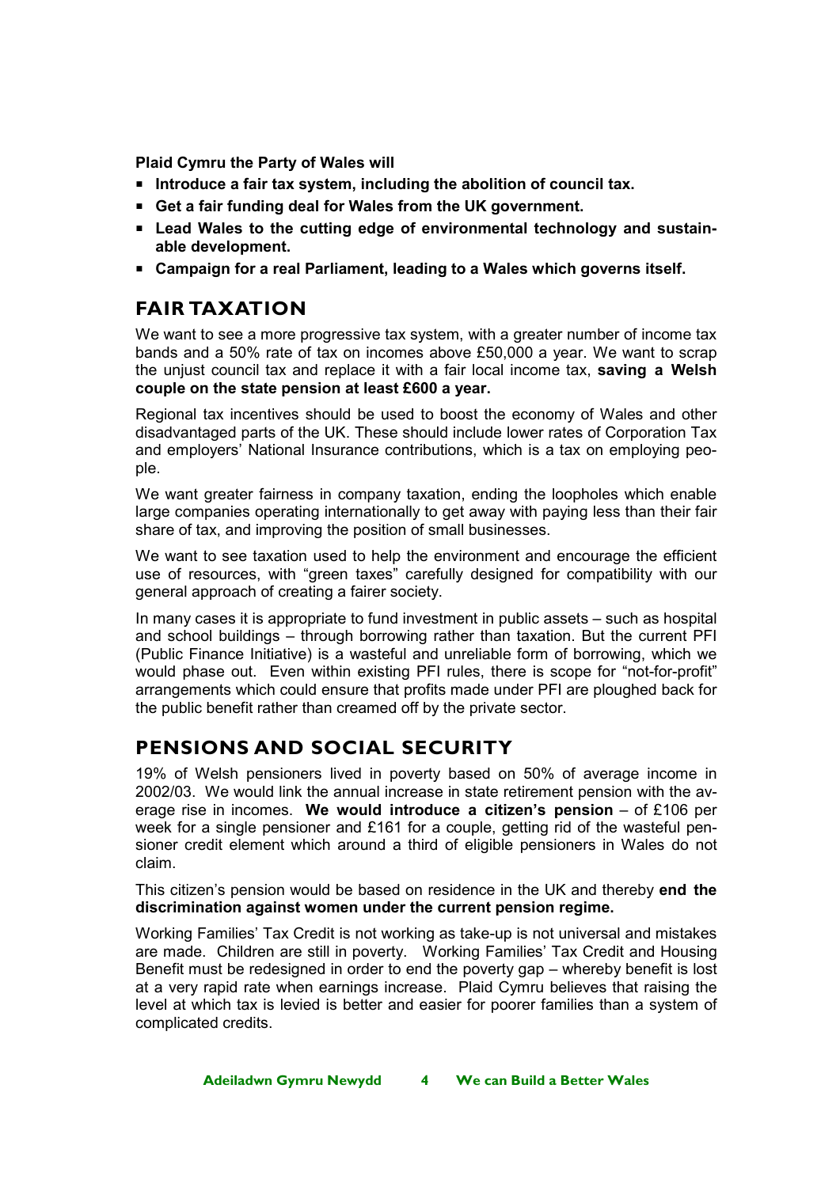**Plaid Cymru the Party of Wales will**

- **Introduce a fair tax system, including the abolition of council tax.**
- **Get a fair funding deal for Wales from the UK government.**
- **Lead Wales to the cutting edge of environmental technology and sustainable development.**
- **Campaign for a real Parliament, leading to a Wales which governs itself.**

## FAIR TAXATION

We want to see a more progressive tax system, with a greater number of income tax bands and a 50% rate of tax on incomes above £50,000 a year. We want to scrap the unjust council tax and replace it with a fair local income tax, **saving a Welsh couple on the state pension at least £600 a year.**

Regional tax incentives should be used to boost the economy of Wales and other disadvantaged parts of the UK. These should include lower rates of Corporation Tax and employers' National Insurance contributions, which is a tax on employing people.

We want greater fairness in company taxation, ending the loopholes which enable large companies operating internationally to get away with paying less than their fair share of tax, and improving the position of small businesses.

We want to see taxation used to help the environment and encourage the efficient use of resources, with "green taxes" carefully designed for compatibility with our general approach of creating a fairer society.

In many cases it is appropriate to fund investment in public assets – such as hospital and school buildings – through borrowing rather than taxation. But the current PFI (Public Finance Initiative) is a wasteful and unreliable form of borrowing, which we would phase out. Even within existing PFI rules, there is scope for "not-for-profit" arrangements which could ensure that profits made under PFI are ploughed back for the public benefit rather than creamed off by the private sector.

## PENSIONS AND SOCIAL SECURITY

19% of Welsh pensioners lived in poverty based on 50% of average income in 2002/03. We would link the annual increase in state retirement pension with the average rise in incomes. **We would introduce a citizen's pension** – of £106 per week for a single pensioner and £161 for a couple, getting rid of the wasteful pensioner credit element which around a third of eligible pensioners in Wales do not claim.

This citizen's pension would be based on residence in the UK and thereby **end the discrimination against women under the current pension regime.**

Working Families' Tax Credit is not working as take-up is not universal and mistakes are made. Children are still in poverty. Working Families' Tax Credit and Housing Benefit must be redesigned in order to end the poverty gap – whereby benefit is lost at a very rapid rate when earnings increase. Plaid Cymru believes that raising the level at which tax is levied is better and easier for poorer families than a system of complicated credits.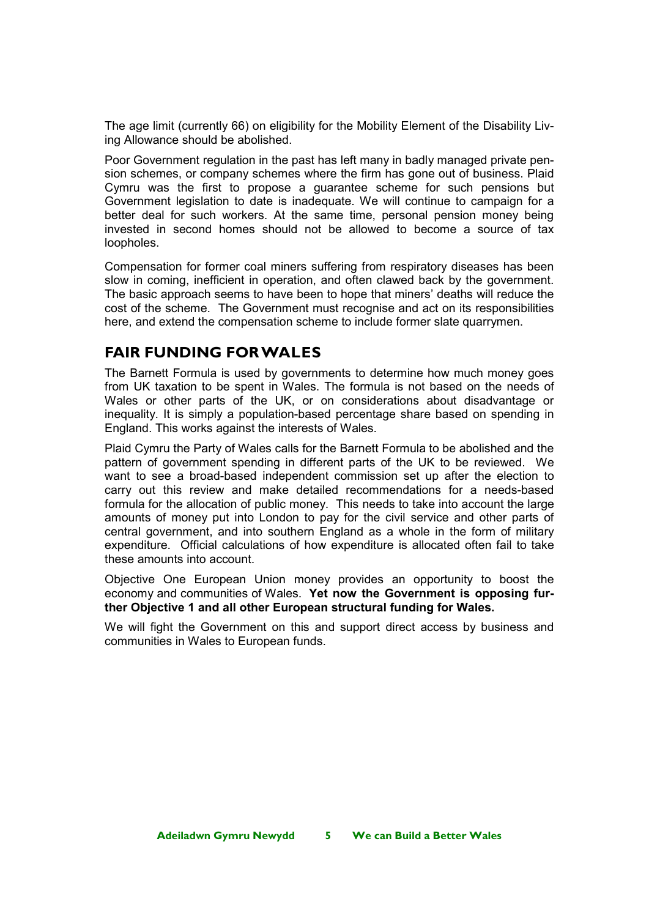The age limit (currently 66) on eligibility for the Mobility Element of the Disability Living Allowance should be abolished.

Poor Government regulation in the past has left many in badly managed private pension schemes, or company schemes where the firm has gone out of business. Plaid Cymru was the first to propose a guarantee scheme for such pensions but Government legislation to date is inadequate. We will continue to campaign for a better deal for such workers. At the same time, personal pension money being invested in second homes should not be allowed to become a source of tax loopholes.

Compensation for former coal miners suffering from respiratory diseases has been slow in coming, inefficient in operation, and often clawed back by the government. The basic approach seems to have been to hope that miners' deaths will reduce the cost of the scheme. The Government must recognise and act on its responsibilities here, and extend the compensation scheme to include former slate quarrymen.

## FAIR FUNDING FOR WALES

The Barnett Formula is used by governments to determine how much money goes from UK taxation to be spent in Wales. The formula is not based on the needs of Wales or other parts of the UK, or on considerations about disadvantage or inequality. It is simply a population-based percentage share based on spending in England. This works against the interests of Wales.

Plaid Cymru the Party of Wales calls for the Barnett Formula to be abolished and the pattern of government spending in different parts of the UK to be reviewed. We want to see a broad-based independent commission set up after the election to carry out this review and make detailed recommendations for a needs-based formula for the allocation of public money. This needs to take into account the large amounts of money put into London to pay for the civil service and other parts of central government, and into southern England as a whole in the form of military expenditure. Official calculations of how expenditure is allocated often fail to take these amounts into account.

Objective One European Union money provides an opportunity to boost the economy and communities of Wales. **Yet now the Government is opposing further Objective 1 and all other European structural funding for Wales.**

We will fight the Government on this and support direct access by business and communities in Wales to European funds.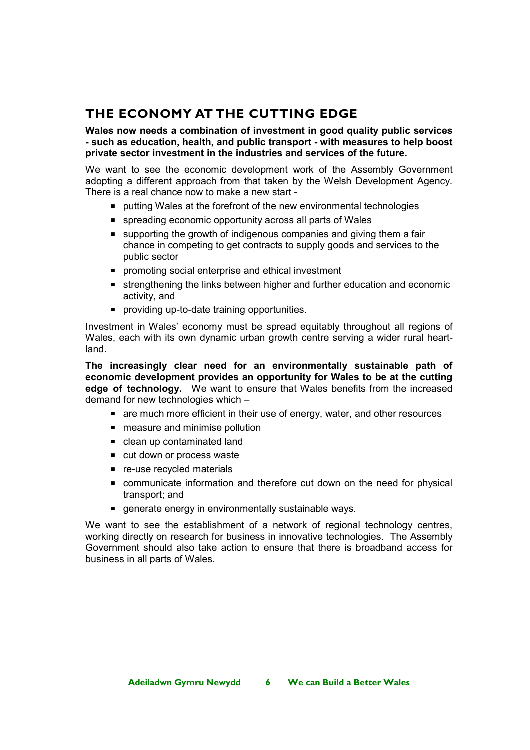## THE ECONOMY AT THE CUTTING EDGE

**Wales now needs a combination of investment in good quality public services - such as education, health, and public transport - with measures to help boost private sector investment in the industries and services of the future.**

We want to see the economic development work of the Assembly Government adopting a different approach from that taken by the Welsh Development Agency. There is a real chance now to make a new start -

- putting Wales at the forefront of the new environmental technologies
- spreading economic opportunity across all parts of Wales
- supporting the growth of indigenous companies and giving them a fair chance in competing to get contracts to supply goods and services to the public sector
- promoting social enterprise and ethical investment
- strengthening the links between higher and further education and economic activity, and
- providing up-to-date training opportunities.

Investment in Wales' economy must be spread equitably throughout all regions of Wales, each with its own dynamic urban growth centre serving a wider rural heartland.

**The increasingly clear need for an environmentally sustainable path of economic development provides an opportunity for Wales to be at the cutting edge of technology.** We want to ensure that Wales benefits from the increased demand for new technologies which –

- are much more efficient in their use of energy, water, and other resources
- measure and minimise pollution
- clean up contaminated land
- cut down or process waste
- re-use recycled materials
- communicate information and therefore cut down on the need for physical transport; and
- generate energy in environmentally sustainable ways.

We want to see the establishment of a network of regional technology centres, working directly on research for business in innovative technologies. The Assembly Government should also take action to ensure that there is broadband access for business in all parts of Wales.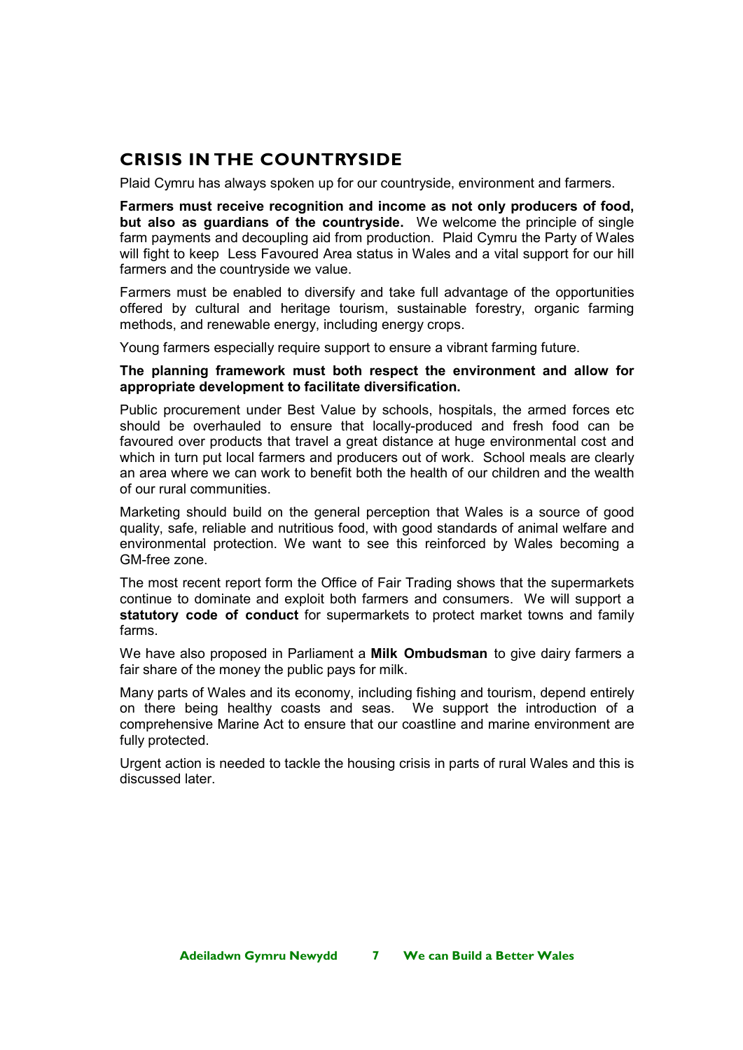## CRISIS IN THE COUNTRYSIDE

Plaid Cymru has always spoken up for our countryside, environment and farmers.

**Farmers must receive recognition and income as not only producers of food, but also as guardians of the countryside.** We welcome the principle of single farm payments and decoupling aid from production. Plaid Cymru the Party of Wales will fight to keep Less Favoured Area status in Wales and a vital support for our hill farmers and the countryside we value.

Farmers must be enabled to diversify and take full advantage of the opportunities offered by cultural and heritage tourism, sustainable forestry, organic farming methods, and renewable energy, including energy crops.

Young farmers especially require support to ensure a vibrant farming future.

**The planning framework must both respect the environment and allow for appropriate development to facilitate diversification.**

Public procurement under Best Value by schools, hospitals, the armed forces etc should be overhauled to ensure that locally-produced and fresh food can be favoured over products that travel a great distance at huge environmental cost and which in turn put local farmers and producers out of work. School meals are clearly an area where we can work to benefit both the health of our children and the wealth of our rural communities.

Marketing should build on the general perception that Wales is a source of good quality, safe, reliable and nutritious food, with good standards of animal welfare and environmental protection. We want to see this reinforced by Wales becoming a GM-free zone.

The most recent report form the Office of Fair Trading shows that the supermarkets continue to dominate and exploit both farmers and consumers. We will support a **statutory code of conduct** for supermarkets to protect market towns and family farms.

We have also proposed in Parliament a **Milk Ombudsman** to give dairy farmers a fair share of the money the public pays for milk.

Many parts of Wales and its economy, including fishing and tourism, depend entirely on there being healthy coasts and seas. We support the introduction of a comprehensive Marine Act to ensure that our coastline and marine environment are fully protected.

Urgent action is needed to tackle the housing crisis in parts of rural Wales and this is discussed later.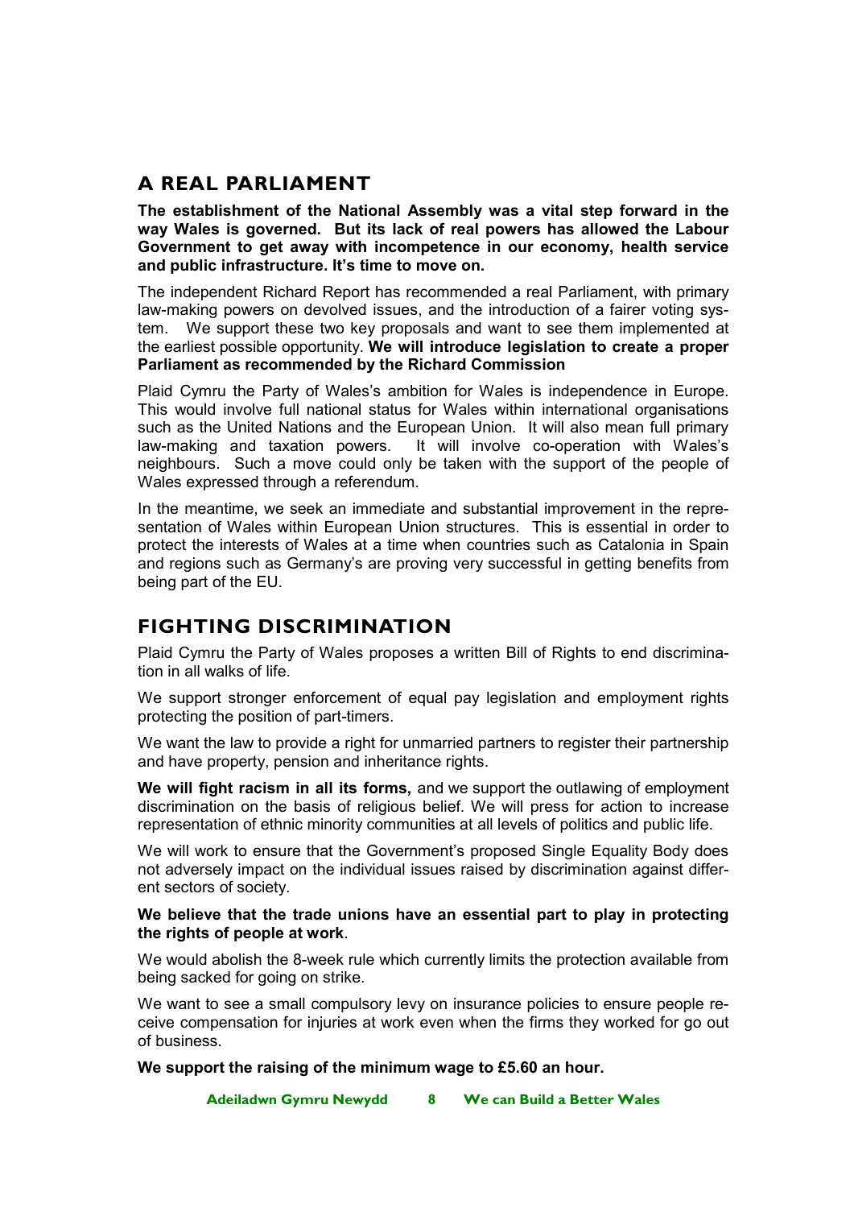## A REAL PARLIAMENT

**The establishment of the National Assembly was a vital step forward in the way Wales is governed. But its lack of real powers has allowed the Labour Government to get away with incompetence in our economy, health service and public infrastructure. It's time to move on.**

The independent Richard Report has recommended a real Parliament, with primary law-making powers on devolved issues, and the introduction of a fairer voting system. We support these two key proposals and want to see them implemented at the earliest possible opportunity. **We will introduce legislation to create a proper Parliament as recommended by the Richard Commission**

Plaid Cymru the Party of Wales's ambition for Wales is independence in Europe. This would involve full national status for Wales within international organisations such as the United Nations and the European Union. It will also mean full primary law-making and taxation powers. It will involve co-operation with Wales's neighbours. Such a move could only be taken with the support of the people of Wales expressed through a referendum.

In the meantime, we seek an immediate and substantial improvement in the representation of Wales within European Union structures. This is essential in order to protect the interests of Wales at a time when countries such as Catalonia in Spain and regions such as Germany's are proving very successful in getting benefits from being part of the EU.

## FIGHTING DISCRIMINATION

Plaid Cymru the Party of Wales proposes a written Bill of Rights to end discrimination in all walks of life.

We support stronger enforcement of equal pay legislation and employment rights protecting the position of part-timers.

We want the law to provide a right for unmarried partners to register their partnership and have property, pension and inheritance rights.

**We will fight racism in all its forms,** and we support the outlawing of employment discrimination on the basis of religious belief. We will press for action to increase representation of ethnic minority communities at all levels of politics and public life.

We will work to ensure that the Government's proposed Single Equality Body does not adversely impact on the individual issues raised by discrimination against different sectors of society.

**We believe that the trade unions have an essential part to play in protecting the rights of people at work**.

We would abolish the 8-week rule which currently limits the protection available from being sacked for going on strike.

We want to see a small compulsory levy on insurance policies to ensure people receive compensation for injuries at work even when the firms they worked for go out of business.

**We support the raising of the minimum wage to £5.60 an hour.**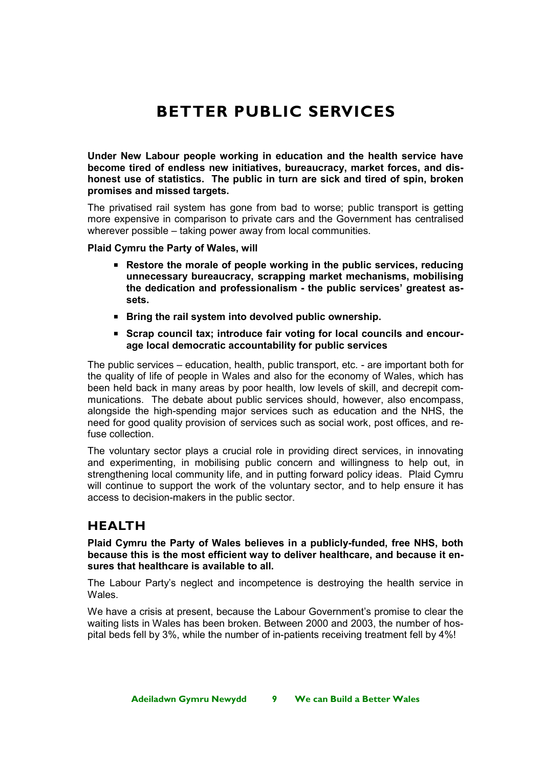# BETTER PUBLIC SERVICES

**Under New Labour people working in education and the health service have become tired of endless new initiatives, bureaucracy, market forces, and dishonest use of statistics. The public in turn are sick and tired of spin, broken promises and missed targets.**

The privatised rail system has gone from bad to worse; public transport is getting more expensive in comparison to private cars and the Government has centralised wherever possible – taking power away from local communities.

**Plaid Cymru the Party of Wales, will**

- **Restore the morale of people working in the public services, reducing unnecessary bureaucracy, scrapping market mechanisms, mobilising the dedication and professionalism - the public services' greatest assets.**
- **Bring the rail system into devolved public ownership.**
- **Scrap council tax; introduce fair voting for local councils and encourage local democratic accountability for public services**

The public services – education, health, public transport, etc. - are important both for the quality of life of people in Wales and also for the economy of Wales, which has been held back in many areas by poor health, low levels of skill, and decrepit communications. The debate about public services should, however, also encompass, alongside the high-spending major services such as education and the NHS, the need for good quality provision of services such as social work, post offices, and refuse collection.

The voluntary sector plays a crucial role in providing direct services, in innovating and experimenting, in mobilising public concern and willingness to help out, in strengthening local community life, and in putting forward policy ideas. Plaid Cymru will continue to support the work of the voluntary sector, and to help ensure it has access to decision-makers in the public sector.

## HEALTH

**Plaid Cymru the Party of Wales believes in a publicly-funded, free NHS, both because this is the most efficient way to deliver healthcare, and because it ensures that healthcare is available to all.**

The Labour Party's neglect and incompetence is destroying the health service in Wales.

We have a crisis at present, because the Labour Government's promise to clear the waiting lists in Wales has been broken. Between 2000 and 2003, the number of hospital beds fell by 3%, while the number of in-patients receiving treatment fell by 4%!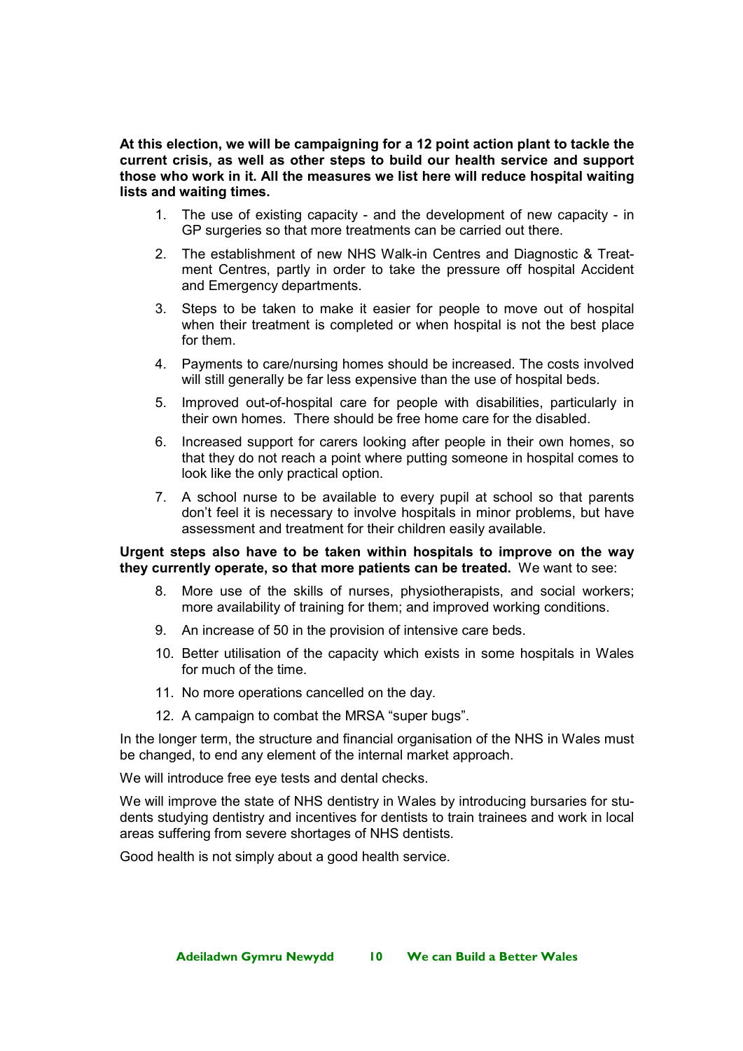**At this election, we will be campaigning for a 12 point action plant to tackle the current crisis, as well as other steps to build our health service and support those who work in it. All the measures we list here will reduce hospital waiting lists and waiting times.**

1. The use of existing capacity - and the development of new capacity - in GP surgeries so that more treatments can be carried out there.
2. The establishment of new NHS Walk-in Centres and Diagnostic & Treatment Centres, partly in order to take the pressure off hospital Accident and Emergency departments.
3. Steps to be taken to make it easier for people to move out of hospital when their treatment is completed or when hospital is not the best place for them.
4. Payments to care/nursing homes should be increased. The costs involved will still generally be far less expensive than the use of hospital beds.
5. Improved out-of-hospital care for people with disabilities, particularly in their own homes. There should be free home care for the disabled.
6. Increased support for carers looking after people in their own homes, so that they do not reach a point where putting someone in hospital comes to look like the only practical option.
7. A school nurse to be available to every pupil at school so that parents don't feel it is necessary to involve hospitals in minor problems, but have assessment and treatment for their children easily available.

**Urgent steps also have to be taken within hospitals to improve on the way they currently operate, so that more patients can be treated.** We want to see:

8. More use of the skills of nurses, physiotherapists, and social workers; more availability of training for them; and improved working conditions.
9. An increase of 50 in the provision of intensive care beds.
10. Better utilisation of the capacity which exists in some hospitals in Wales for much of the time.
11. No more operations cancelled on the day.
12. A campaign to combat the MRSA "super bugs".

In the longer term, the structure and financial organisation of the NHS in Wales must be changed, to end any element of the internal market approach.

We will introduce free eye tests and dental checks.

We will improve the state of NHS dentistry in Wales by introducing bursaries for students studying dentistry and incentives for dentists to train trainees and work in local areas suffering from severe shortages of NHS dentists.

Good health is not simply about a good health service.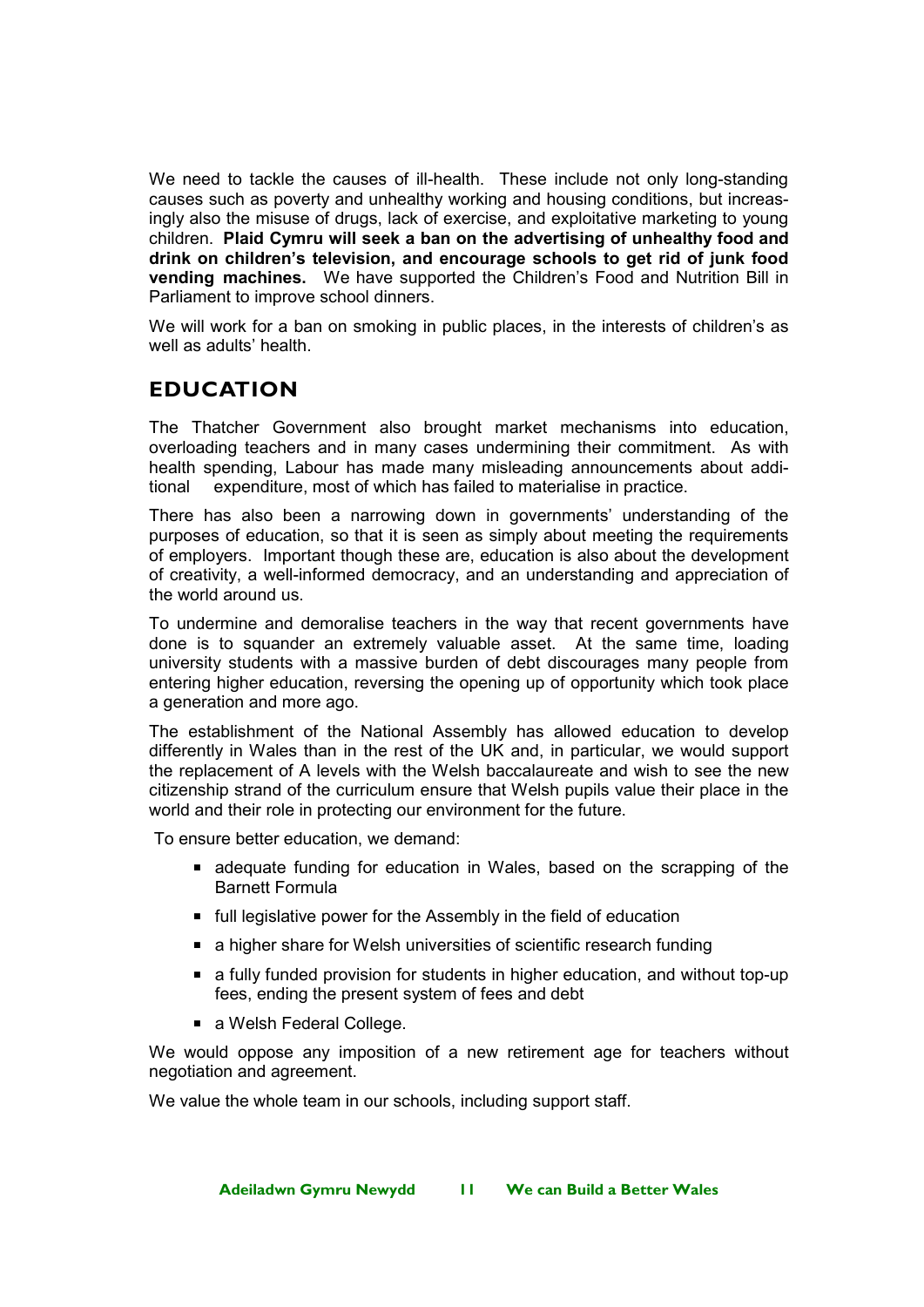We need to tackle the causes of ill-health. These include not only long-standing causes such as poverty and unhealthy working and housing conditions, but increasingly also the misuse of drugs, lack of exercise, and exploitative marketing to young children. **Plaid Cymru will seek a ban on the advertising of unhealthy food and drink on children's television, and encourage schools to get rid of junk food vending machines.** We have supported the Children's Food and Nutrition Bill in Parliament to improve school dinners.

We will work for a ban on smoking in public places, in the interests of children's as well as adults' health.

## EDUCATION

The Thatcher Government also brought market mechanisms into education, overloading teachers and in many cases undermining their commitment. As with health spending, Labour has made many misleading announcements about additional expenditure, most of which has failed to materialise in practice.

There has also been a narrowing down in governments' understanding of the purposes of education, so that it is seen as simply about meeting the requirements of employers. Important though these are, education is also about the development of creativity, a well-informed democracy, and an understanding and appreciation of the world around us.

To undermine and demoralise teachers in the way that recent governments have done is to squander an extremely valuable asset. At the same time, loading university students with a massive burden of debt discourages many people from entering higher education, reversing the opening up of opportunity which took place a generation and more ago.

The establishment of the National Assembly has allowed education to develop differently in Wales than in the rest of the UK and, in particular, we would support the replacement of A levels with the Welsh baccalaureate and wish to see the new citizenship strand of the curriculum ensure that Welsh pupils value their place in the world and their role in protecting our environment for the future.

To ensure better education, we demand:

- adequate funding for education in Wales, based on the scrapping of the Barnett Formula
- full legislative power for the Assembly in the field of education
- a higher share for Welsh universities of scientific research funding
- a fully funded provision for students in higher education, and without top-up fees, ending the present system of fees and debt
- a Welsh Federal College.

We would oppose any imposition of a new retirement age for teachers without negotiation and agreement.

We value the whole team in our schools, including support staff.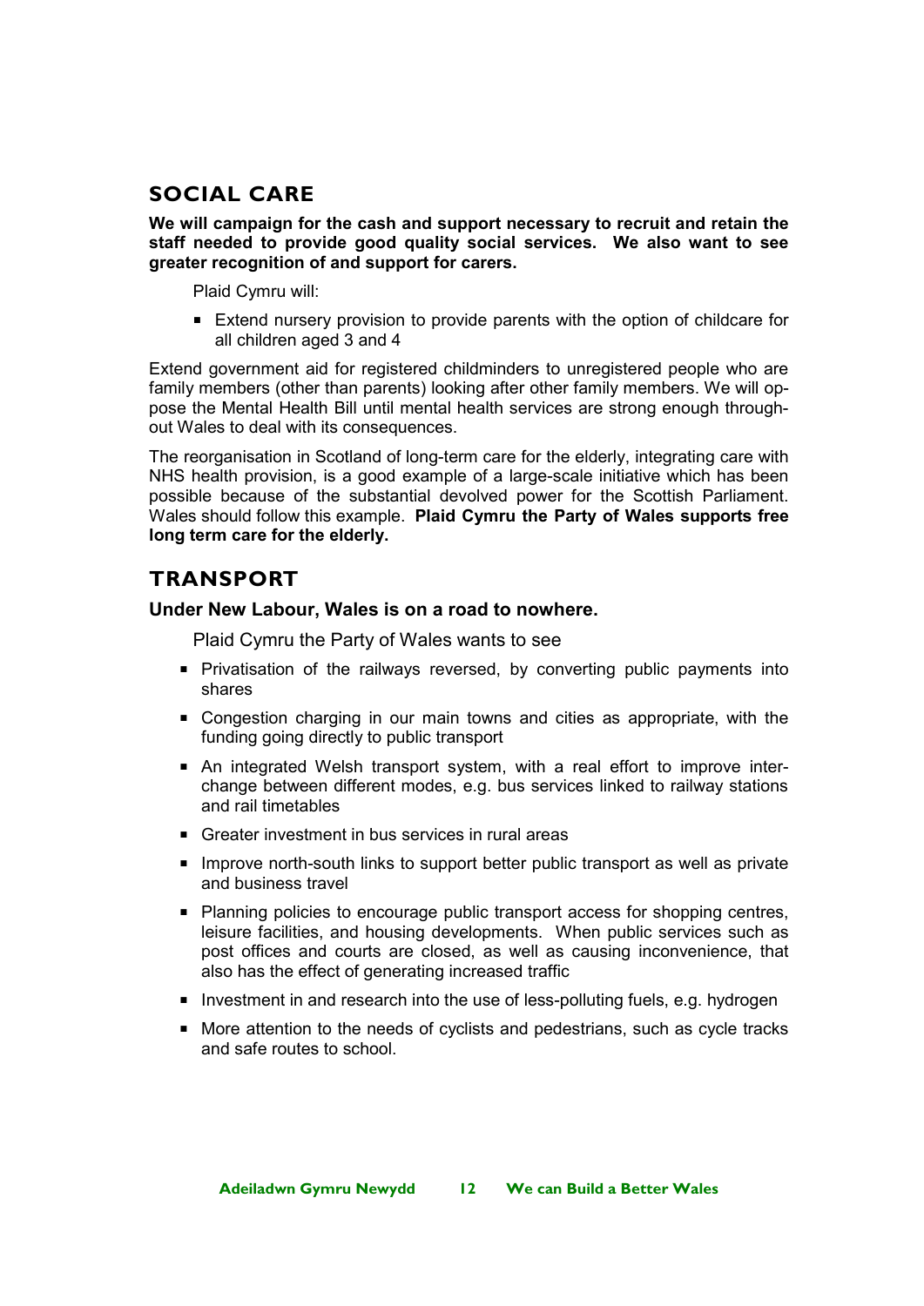## SOCIAL CARE

**We will campaign for the cash and support necessary to recruit and retain the staff needed to provide good quality social services. We also want to see greater recognition of and support for carers.**

Plaid Cymru will:

- Extend nursery provision to provide parents with the option of childcare for all children aged 3 and 4

Extend government aid for registered childminders to unregistered people who are family members (other than parents) looking after other family members. We will oppose the Mental Health Bill until mental health services are strong enough throughout Wales to deal with its consequences.

The reorganisation in Scotland of long-term care for the elderly, integrating care with NHS health provision, is a good example of a large-scale initiative which has been possible because of the substantial devolved power for the Scottish Parliament. Wales should follow this example. **Plaid Cymru the Party of Wales supports free long term care for the elderly.**

## TRANSPORT

**Under New Labour, Wales is on a road to nowhere.**

Plaid Cymru the Party of Wales wants to see

- Privatisation of the railways reversed, by converting public payments into shares
- Congestion charging in our main towns and cities as appropriate, with the funding going directly to public transport
- An integrated Welsh transport system, with a real effort to improve interchange between different modes, e.g. bus services linked to railway stations and rail timetables
- Greater investment in bus services in rural areas
- Improve north-south links to support better public transport as well as private and business travel
- Planning policies to encourage public transport access for shopping centres, leisure facilities, and housing developments. When public services such as post offices and courts are closed, as well as causing inconvenience, that also has the effect of generating increased traffic
- Investment in and research into the use of less-polluting fuels, e.g. hydrogen
- More attention to the needs of cyclists and pedestrians, such as cycle tracks and safe routes to school.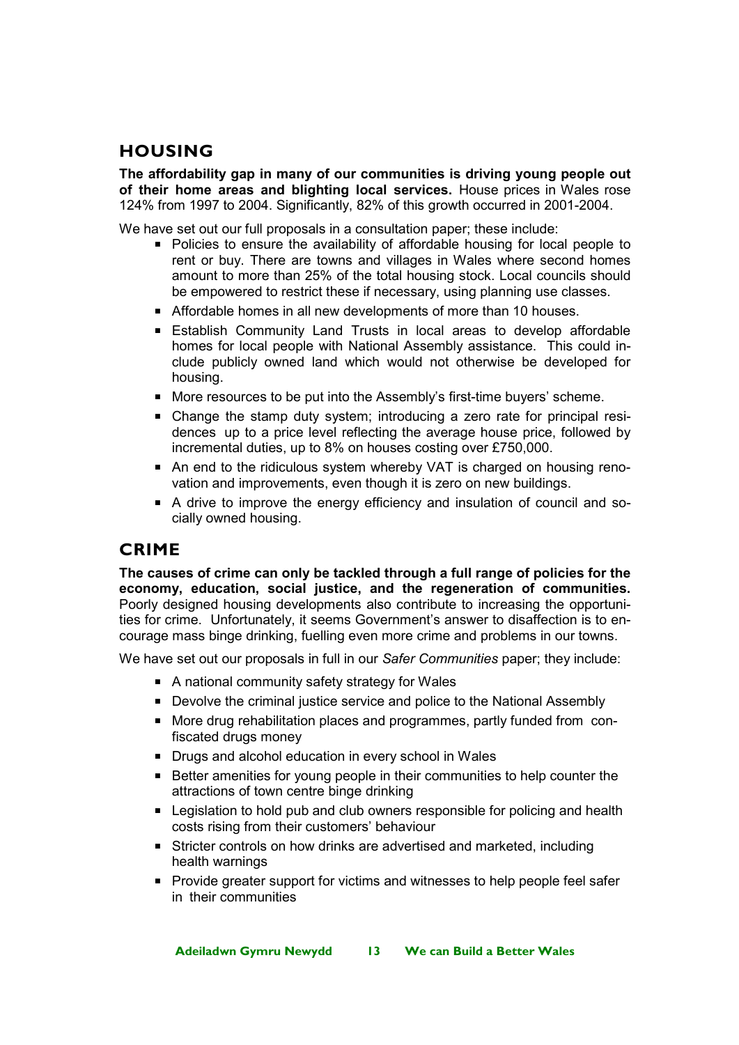## HOUSING

**The affordability gap in many of our communities is driving young people out of their home areas and blighting local services.** House prices in Wales rose 124% from 1997 to 2004. Significantly, 82% of this growth occurred in 2001-2004.

We have set out our full proposals in a consultation paper; these include:

- Policies to ensure the availability of affordable housing for local people to rent or buy. There are towns and villages in Wales where second homes amount to more than 25% of the total housing stock. Local councils should be empowered to restrict these if necessary, using planning use classes.
- Affordable homes in all new developments of more than 10 houses.
- Establish Community Land Trusts in local areas to develop affordable homes for local people with National Assembly assistance. This could include publicly owned land which would not otherwise be developed for housing.
- More resources to be put into the Assembly's first-time buyers' scheme.
- Change the stamp duty system; introducing a zero rate for principal residences up to a price level reflecting the average house price, followed by incremental duties, up to 8% on houses costing over £750,000.
- An end to the ridiculous system whereby VAT is charged on housing renovation and improvements, even though it is zero on new buildings.
- A drive to improve the energy efficiency and insulation of council and socially owned housing.

## CRIME

**The causes of crime can only be tackled through a full range of policies for the economy, education, social justice, and the regeneration of communities.** Poorly designed housing developments also contribute to increasing the opportunities for crime. Unfortunately, it seems Government's answer to disaffection is to encourage mass binge drinking, fuelling even more crime and problems in our towns.

We have set out our proposals in full in our *Safer Communities* paper; they include:

- A national community safety strategy for Wales
- Devolve the criminal justice service and police to the National Assembly
- More drug rehabilitation places and programmes, partly funded from confiscated drugs money
- Drugs and alcohol education in every school in Wales
- Better amenities for young people in their communities to help counter the attractions of town centre binge drinking
- Legislation to hold pub and club owners responsible for policing and health costs rising from their customers' behaviour
- Stricter controls on how drinks are advertised and marketed, including health warnings
- Provide greater support for victims and witnesses to help people feel safer in their communities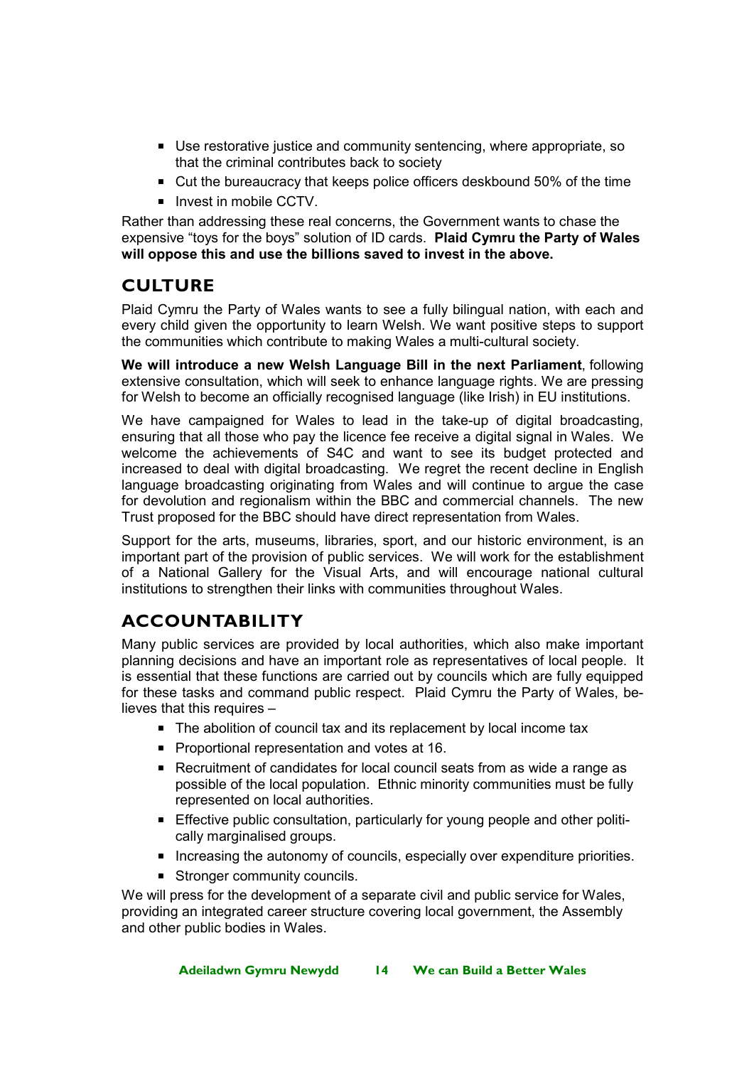- Use restorative justice and community sentencing, where appropriate, so that the criminal contributes back to society
- Cut the bureaucracy that keeps police officers deskbound 50% of the time
- Invest in mobile CCTV.

Rather than addressing these real concerns, the Government wants to chase the expensive "toys for the boys" solution of ID cards. **Plaid Cymru the Party of Wales will oppose this and use the billions saved to invest in the above.**

## CULTURE

Plaid Cymru the Party of Wales wants to see a fully bilingual nation, with each and every child given the opportunity to learn Welsh. We want positive steps to support the communities which contribute to making Wales a multi-cultural society.

**We will introduce a new Welsh Language Bill in the next Parliament**, following extensive consultation, which will seek to enhance language rights. We are pressing for Welsh to become an officially recognised language (like Irish) in EU institutions.

We have campaigned for Wales to lead in the take-up of digital broadcasting, ensuring that all those who pay the licence fee receive a digital signal in Wales. We welcome the achievements of S4C and want to see its budget protected and increased to deal with digital broadcasting. We regret the recent decline in English language broadcasting originating from Wales and will continue to argue the case for devolution and regionalism within the BBC and commercial channels. The new Trust proposed for the BBC should have direct representation from Wales.

Support for the arts, museums, libraries, sport, and our historic environment, is an important part of the provision of public services. We will work for the establishment of a National Gallery for the Visual Arts, and will encourage national cultural institutions to strengthen their links with communities throughout Wales.

## ACCOUNTABILITY

Many public services are provided by local authorities, which also make important planning decisions and have an important role as representatives of local people. It is essential that these functions are carried out by councils which are fully equipped for these tasks and command public respect. Plaid Cymru the Party of Wales, believes that this requires –

- The abolition of council tax and its replacement by local income tax
- Proportional representation and votes at 16.
- Recruitment of candidates for local council seats from as wide a range as possible of the local population. Ethnic minority communities must be fully represented on local authorities.
- Effective public consultation, particularly for young people and other politically marginalised groups.
- Increasing the autonomy of councils, especially over expenditure priorities.
- Stronger community councils.

We will press for the development of a separate civil and public service for Wales, providing an integrated career structure covering local government, the Assembly and other public bodies in Wales.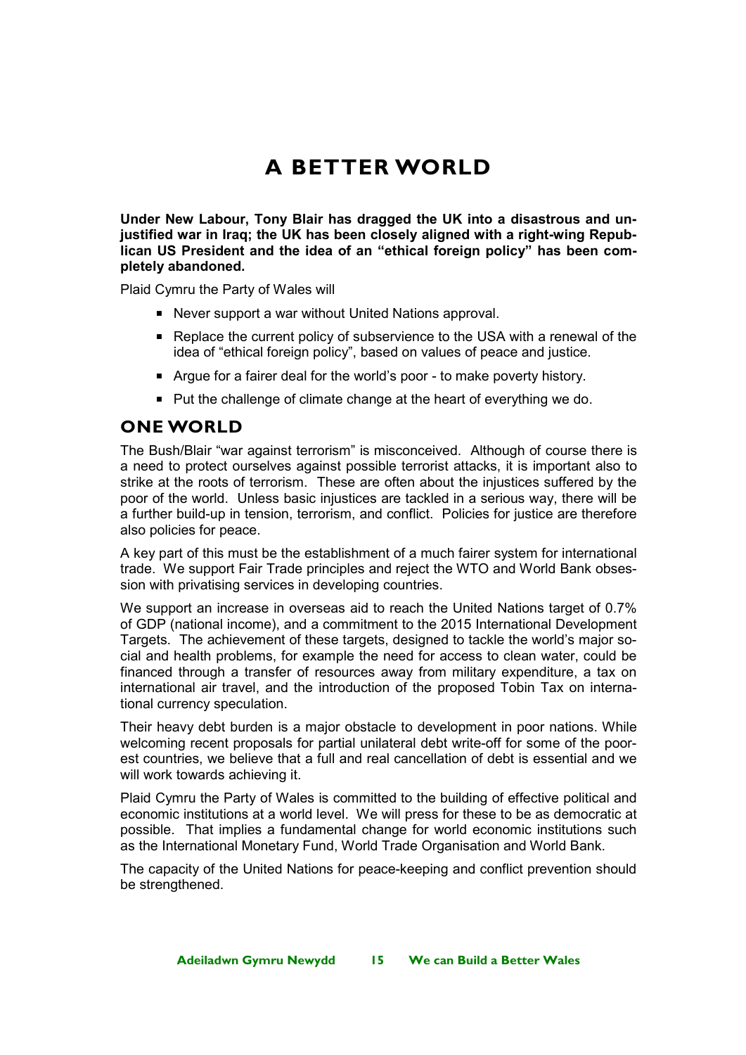# A BETTER WORLD

**Under New Labour, Tony Blair has dragged the UK into a disastrous and unjustified war in Iraq; the UK has been closely aligned with a right-wing Republican US President and the idea of an "ethical foreign policy" has been completely abandoned.**

Plaid Cymru the Party of Wales will

- Never support a war without United Nations approval.
- Replace the current policy of subservience to the USA with a renewal of the idea of "ethical foreign policy", based on values of peace and justice.
- Argue for a fairer deal for the world's poor - to make poverty history.
- Put the challenge of climate change at the heart of everything we do.

## ONE WORLD

The Bush/Blair "war against terrorism" is misconceived. Although of course there is a need to protect ourselves against possible terrorist attacks, it is important also to strike at the roots of terrorism. These are often about the injustices suffered by the poor of the world. Unless basic injustices are tackled in a serious way, there will be a further build-up in tension, terrorism, and conflict. Policies for justice are therefore also policies for peace.

A key part of this must be the establishment of a much fairer system for international trade. We support Fair Trade principles and reject the WTO and World Bank obsession with privatising services in developing countries.

We support an increase in overseas aid to reach the United Nations target of 0.7% of GDP (national income), and a commitment to the 2015 International Development Targets. The achievement of these targets, designed to tackle the world's major social and health problems, for example the need for access to clean water, could be financed through a transfer of resources away from military expenditure, a tax on international air travel, and the introduction of the proposed Tobin Tax on international currency speculation.

Their heavy debt burden is a major obstacle to development in poor nations. While welcoming recent proposals for partial unilateral debt write-off for some of the poorest countries, we believe that a full and real cancellation of debt is essential and we will work towards achieving it.

Plaid Cymru the Party of Wales is committed to the building of effective political and economic institutions at a world level. We will press for these to be as democratic at possible. That implies a fundamental change for world economic institutions such as the International Monetary Fund, World Trade Organisation and World Bank.

The capacity of the United Nations for peace-keeping and conflict prevention should be strengthened.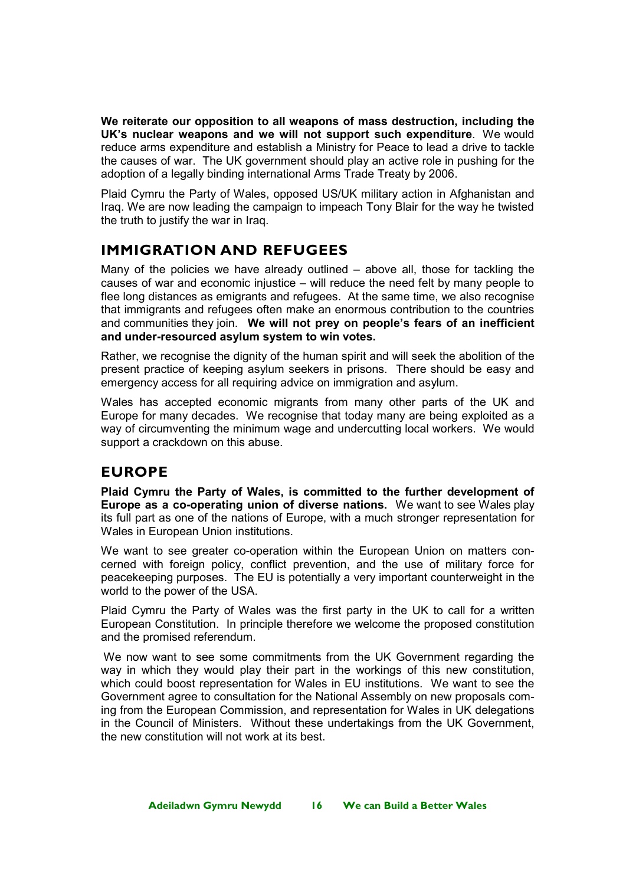**We reiterate our opposition to all weapons of mass destruction, including the UK's nuclear weapons and we will not support such expenditure**. We would reduce arms expenditure and establish a Ministry for Peace to lead a drive to tackle the causes of war. The UK government should play an active role in pushing for the adoption of a legally binding international Arms Trade Treaty by 2006.

Plaid Cymru the Party of Wales, opposed US/UK military action in Afghanistan and Iraq. We are now leading the campaign to impeach Tony Blair for the way he twisted the truth to justify the war in Iraq.

## IMMIGRATION AND REFUGEES

Many of the policies we have already outlined – above all, those for tackling the causes of war and economic injustice – will reduce the need felt by many people to flee long distances as emigrants and refugees. At the same time, we also recognise that immigrants and refugees often make an enormous contribution to the countries and communities they join. **We will not prey on people's fears of an inefficient and under-resourced asylum system to win votes.**

Rather, we recognise the dignity of the human spirit and will seek the abolition of the present practice of keeping asylum seekers in prisons. There should be easy and emergency access for all requiring advice on immigration and asylum.

Wales has accepted economic migrants from many other parts of the UK and Europe for many decades. We recognise that today many are being exploited as a way of circumventing the minimum wage and undercutting local workers. We would support a crackdown on this abuse.

## EUROPE

**Plaid Cymru the Party of Wales, is committed to the further development of Europe as a co-operating union of diverse nations.** We want to see Wales play its full part as one of the nations of Europe, with a much stronger representation for Wales in European Union institutions.

We want to see greater co-operation within the European Union on matters concerned with foreign policy, conflict prevention, and the use of military force for peacekeeping purposes. The EU is potentially a very important counterweight in the world to the power of the USA.

Plaid Cymru the Party of Wales was the first party in the UK to call for a written European Constitution. In principle therefore we welcome the proposed constitution and the promised referendum.

We now want to see some commitments from the UK Government regarding the way in which they would play their part in the workings of this new constitution, which could boost representation for Wales in EU institutions. We want to see the Government agree to consultation for the National Assembly on new proposals coming from the European Commission, and representation for Wales in UK delegations in the Council of Ministers. Without these undertakings from the UK Government, the new constitution will not work at its best.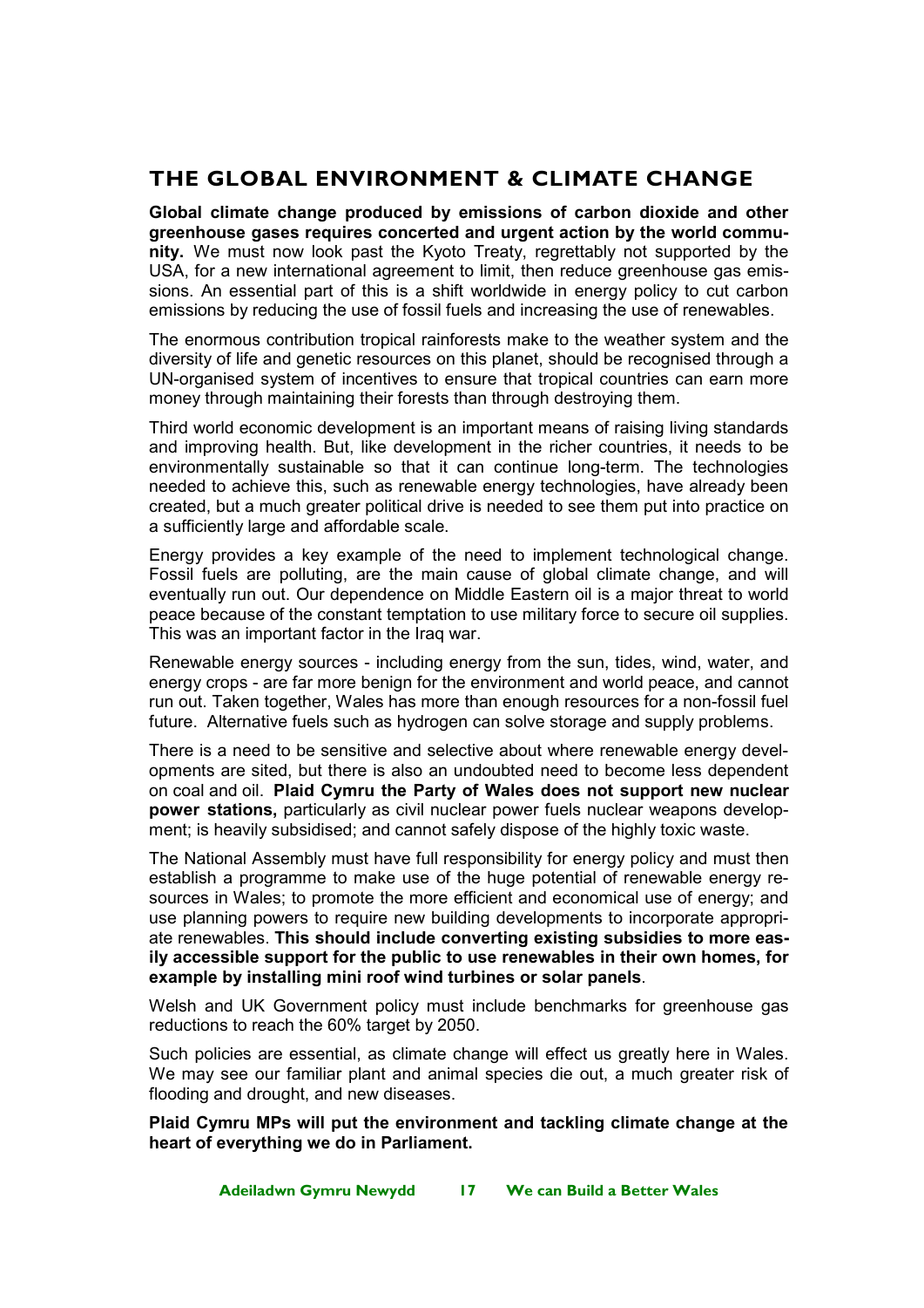## THE GLOBAL ENVIRONMENT & CLIMATE CHANGE

**Global climate change produced by emissions of carbon dioxide and other greenhouse gases requires concerted and urgent action by the world community.** We must now look past the Kyoto Treaty, regrettably not supported by the USA, for a new international agreement to limit, then reduce greenhouse gas emissions. An essential part of this is a shift worldwide in energy policy to cut carbon emissions by reducing the use of fossil fuels and increasing the use of renewables.

The enormous contribution tropical rainforests make to the weather system and the diversity of life and genetic resources on this planet, should be recognised through a UN-organised system of incentives to ensure that tropical countries can earn more money through maintaining their forests than through destroying them.

Third world economic development is an important means of raising living standards and improving health. But, like development in the richer countries, it needs to be environmentally sustainable so that it can continue long-term. The technologies needed to achieve this, such as renewable energy technologies, have already been created, but a much greater political drive is needed to see them put into practice on a sufficiently large and affordable scale.

Energy provides a key example of the need to implement technological change. Fossil fuels are polluting, are the main cause of global climate change, and will eventually run out. Our dependence on Middle Eastern oil is a major threat to world peace because of the constant temptation to use military force to secure oil supplies. This was an important factor in the Iraq war.

Renewable energy sources - including energy from the sun, tides, wind, water, and energy crops - are far more benign for the environment and world peace, and cannot run out. Taken together, Wales has more than enough resources for a non-fossil fuel future. Alternative fuels such as hydrogen can solve storage and supply problems.

There is a need to be sensitive and selective about where renewable energy developments are sited, but there is also an undoubted need to become less dependent on coal and oil. **Plaid Cymru the Party of Wales does not support new nuclear power stations,** particularly as civil nuclear power fuels nuclear weapons development; is heavily subsidised; and cannot safely dispose of the highly toxic waste.

The National Assembly must have full responsibility for energy policy and must then establish a programme to make use of the huge potential of renewable energy resources in Wales; to promote the more efficient and economical use of energy; and use planning powers to require new building developments to incorporate appropriate renewables. **This should include converting existing subsidies to more easily accessible support for the public to use renewables in their own homes, for example by installing mini roof wind turbines or solar panels**.

Welsh and UK Government policy must include benchmarks for greenhouse gas reductions to reach the 60% target by 2050.

Such policies are essential, as climate change will effect us greatly here in Wales. We may see our familiar plant and animal species die out, a much greater risk of flooding and drought, and new diseases.

**Plaid Cymru MPs will put the environment and tackling climate change at the heart of everything we do in Parliament.**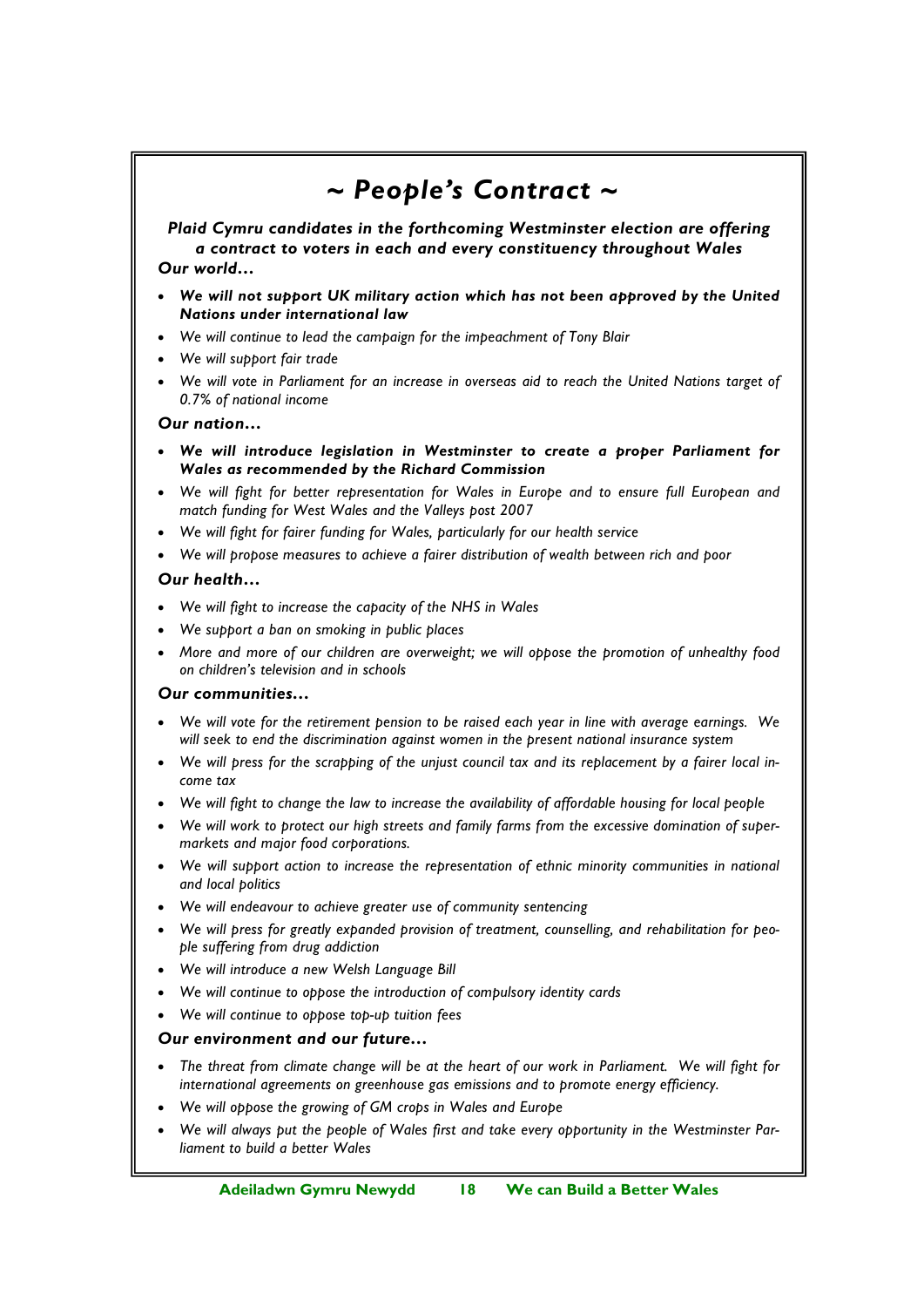# *~ People's Contract ~*

***Plaid Cymru candidates in the forthcoming Westminster election are offering a contract to voters in each and every constituency throughout Wales***

### *Our world…*

- ***We will not support UK military action which has not been approved by the United Nations under international law***
- *We will continue to lead the campaign for the impeachment of Tony Blair*
- *We will support fair trade*
- *We will vote in Parliament for an increase in overseas aid to reach the United Nations target of 0.7% of national income*

### *Our nation…*

- ***We will introduce legislation in Westminster to create a proper Parliament for Wales as recommended by the Richard Commission***
- *We will fight for better representation for Wales in Europe and to ensure full European and match funding for West Wales and the Valleys post 2007*
- *We will fight for fairer funding for Wales, particularly for our health service*
- *We will propose measures to achieve a fairer distribution of wealth between rich and poor*

### *Our health…*

- *We will fight to increase the capacity of the NHS in Wales*
- *We support a ban on smoking in public places*
- *More and more of our children are overweight; we will oppose the promotion of unhealthy food on children's television and in schools*

### *Our communities…*

- *We will vote for the retirement pension to be raised each year in line with average earnings. We will seek to end the discrimination against women in the present national insurance system*
- *We will press for the scrapping of the unjust council tax and its replacement by a fairer local income tax*
- *We will fight to change the law to increase the availability of affordable housing for local people*
- *We will work to protect our high streets and family farms from the excessive domination of supermarkets and major food corporations.*
- *We will support action to increase the representation of ethnic minority communities in national and local politics*
- *We will endeavour to achieve greater use of community sentencing*
- *We will press for greatly expanded provision of treatment, counselling, and rehabilitation for people suffering from drug addiction*
- *We will introduce a new Welsh Language Bill*
- *We will continue to oppose the introduction of compulsory identity cards*
- *We will continue to oppose top-up tuition fees*

### *Our environment and our future…*

- *The threat from climate change will be at the heart of our work in Parliament. We will fight for international agreements on greenhouse gas emissions and to promote energy efficiency.*
- *We will oppose the growing of GM crops in Wales and Europe*
- *We will always put the people of Wales first and take every opportunity in the Westminster Parliament to build a better Wales*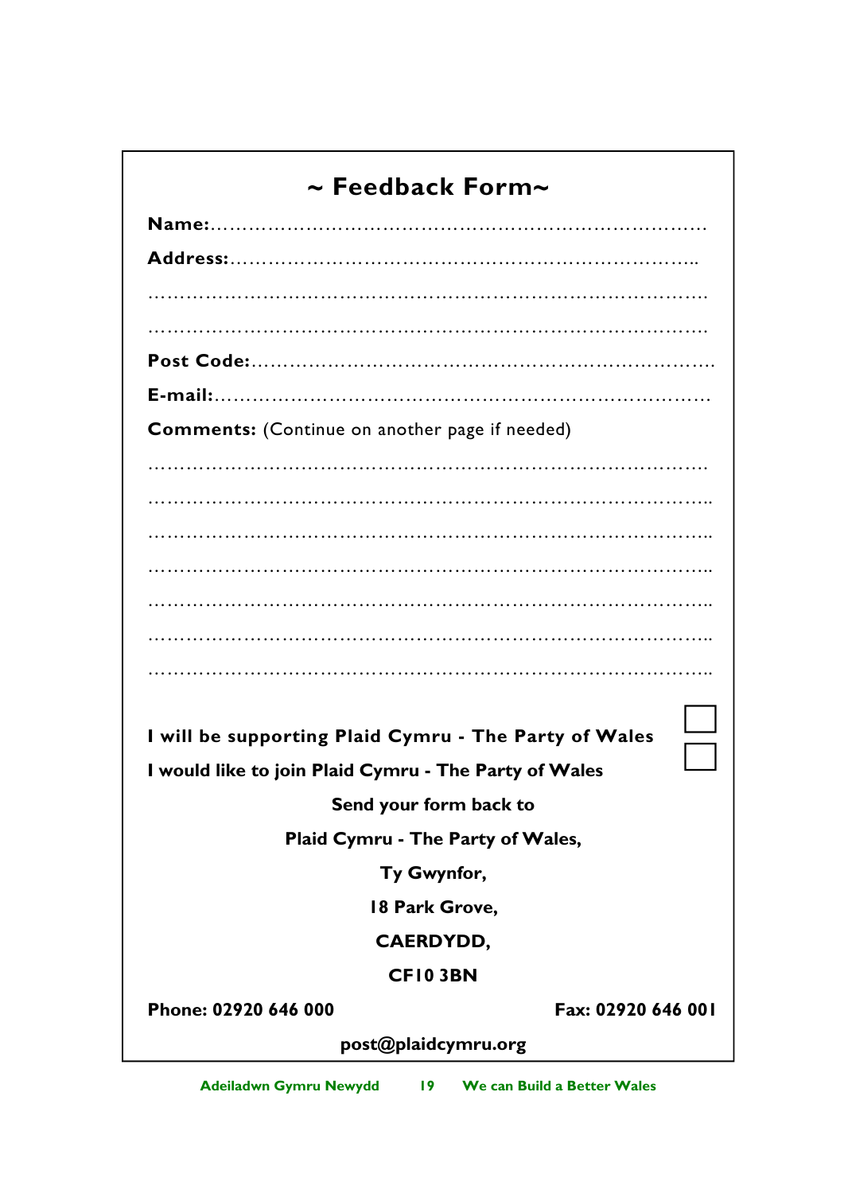# ~ Feedback Form~

**Name:**……………………………………………………………………

**Address:**……………………………………………………………………..

…………………………………………………………………………………

…………………………………………………………………………………

**Post Code:**……………………………………………………………………

**E-mail:**……………………………………………………………………

**Comments:** (Continue on another page if needed)

…………………………………………………………………………………

…………………………………………………………………………………..

…………………………………………………………………………………..

…………………………………………………………………………………..

…………………………………………………………………………………..

…………………………………………………………………………………..

…………………………………………………………………………………..

**I will be supporting Plaid Cymru - The Party of Wales** ☐

**I would like to join Plaid Cymru - The Party of Wales** ☐

**Send your form back to**

**Plaid Cymru - The Party of Wales,**

**Ty Gwynfor,**

**18 Park Grove,**

**CAERDYDD,**

**CF10 3BN**

**Phone: 02920 646 000** **Fax: 02920 646 001**

**post@plaidcymru.org**